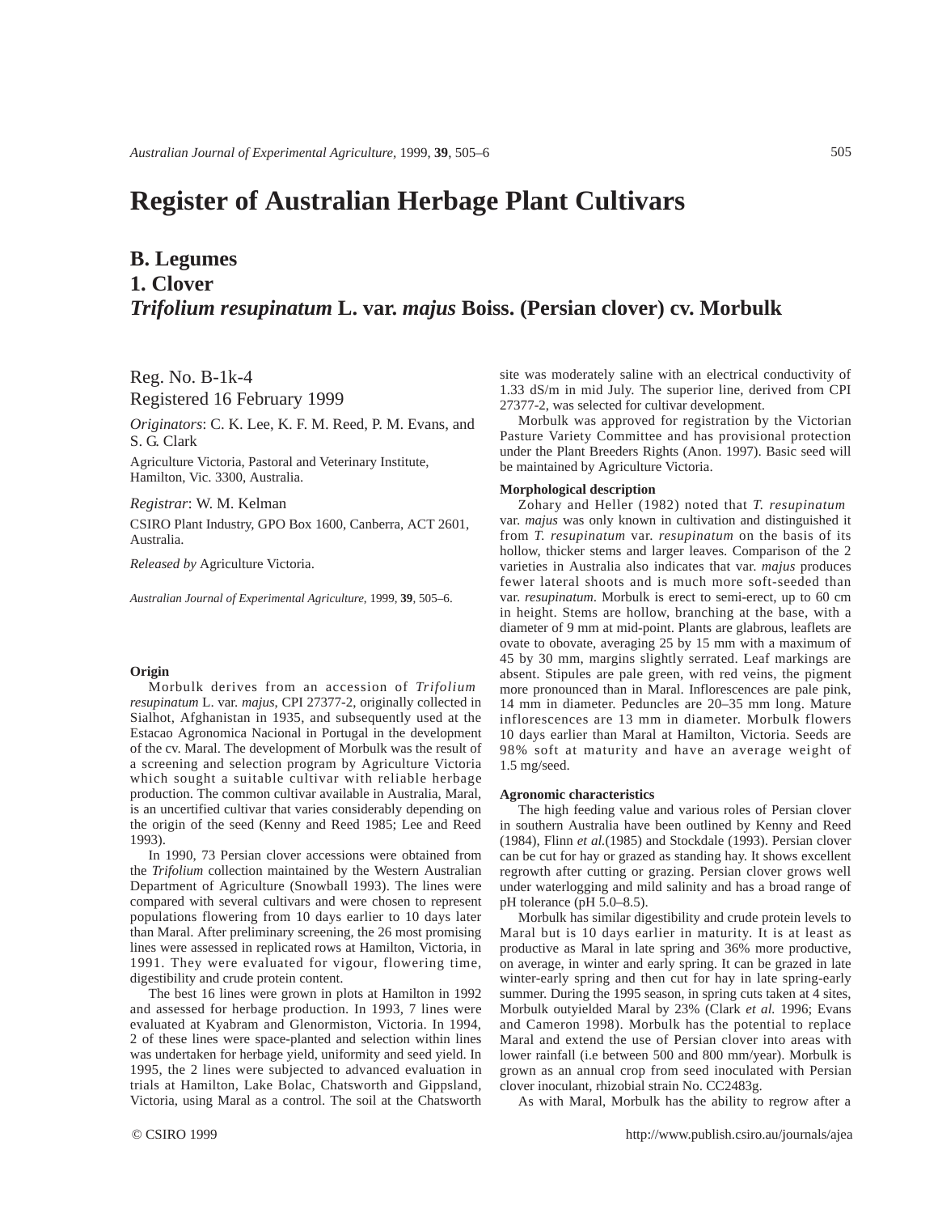# Register of Australian Herbage Plant Cultivars

## B. Legumes

## 1. Clover

## *Trifolium resupinatum* L. var. *majus* Boiss. (Persian clover) cv. Morbulk

Reg. No. B-1k-4
Registered 16 February 1999

*Originators*: C. K. Lee, K. F. M. Reed, P. M. Evans, and S. G. Clark

Agriculture Victoria, Pastoral and Veterinary Institute, Hamilton, Vic. 3300, Australia.

*Registrar*: W. M. Kelman

CSIRO Plant Industry, GPO Box 1600, Canberra, ACT 2601, Australia.

*Released by* Agriculture Victoria.

*Australian Journal of Experimental Agriculture*, 1999, **39**, 505–6.

### Origin

Morbulk derives from an accession of *Trifolium resupinatum* L. var. *majus*, CPI 27377-2, originally collected in Sialhot, Afghanistan in 1935, and subsequently used at the Estacao Agronomica Nacional in Portugal in the development of the cv. Maral. The development of Morbulk was the result of a screening and selection program by Agriculture Victoria which sought a suitable cultivar with reliable herbage production. The common cultivar available in Australia, Maral, is an uncertified cultivar that varies considerably depending on the origin of the seed (Kenny and Reed 1985; Lee and Reed 1993).

In 1990, 73 Persian clover accessions were obtained from the *Trifolium* collection maintained by the Western Australian Department of Agriculture (Snowball 1993). The lines were compared with several cultivars and were chosen to represent populations flowering from 10 days earlier to 10 days later than Maral. After preliminary screening, the 26 most promising lines were assessed in replicated rows at Hamilton, Victoria, in 1991. They were evaluated for vigour, flowering time, digestibility and crude protein content.

The best 16 lines were grown in plots at Hamilton in 1992 and assessed for herbage production. In 1993, 7 lines were evaluated at Kyabram and Glenormiston, Victoria. In 1994, 2 of these lines were space-planted and selection within lines was undertaken for herbage yield, uniformity and seed yield. In 1995, the 2 lines were subjected to advanced evaluation in trials at Hamilton, Lake Bolac, Chatsworth and Gippsland, Victoria, using Maral as a control. The soil at the Chatsworth site was moderately saline with an electrical conductivity of 1.33 dS/m in mid July. The superior line, derived from CPI 27377-2, was selected for cultivar development.

Morbulk was approved for registration by the Victorian Pasture Variety Committee and has provisional protection under the Plant Breeders Rights (Anon. 1997). Basic seed will be maintained by Agriculture Victoria.

### Morphological description

Zohary and Heller (1982) noted that *T. resupinatum* var. *majus* was only known in cultivation and distinguished it from *T. resupinatum* var. *resupinatum* on the basis of its hollow, thicker stems and larger leaves. Comparison of the 2 varieties in Australia also indicates that var. *majus* produces fewer lateral shoots and is much more soft-seeded than var. *resupinatum*. Morbulk is erect to semi-erect, up to 60 cm in height. Stems are hollow, branching at the base, with a diameter of 9 mm at mid-point. Plants are glabrous, leaflets are ovate to obovate, averaging 25 by 15 mm with a maximum of 45 by 30 mm, margins slightly serrated. Leaf markings are absent. Stipules are pale green, with red veins, the pigment more pronounced than in Maral. Inflorescences are pale pink, 14 mm in diameter. Peduncles are 20–35 mm long. Mature inflorescences are 13 mm in diameter. Morbulk flowers 10 days earlier than Maral at Hamilton, Victoria. Seeds are 98% soft at maturity and have an average weight of 1.5 mg/seed.

### Agronomic characteristics

The high feeding value and various roles of Persian clover in southern Australia have been outlined by Kenny and Reed (1984), Flinn *et al.*(1985) and Stockdale (1993). Persian clover can be cut for hay or grazed as standing hay. It shows excellent regrowth after cutting or grazing. Persian clover grows well under waterlogging and mild salinity and has a broad range of pH tolerance (pH 5.0–8.5).

Morbulk has similar digestibility and crude protein levels to Maral but is 10 days earlier in maturity. It is at least as productive as Maral in late spring and 36% more productive, on average, in winter and early spring. It can be grazed in late winter-early spring and then cut for hay in late spring-early summer. During the 1995 season, in spring cuts taken at 4 sites, Morbulk outyielded Maral by 23% (Clark *et al.* 1996; Evans and Cameron 1998). Morbulk has the potential to replace Maral and extend the use of Persian clover into areas with lower rainfall (i.e between 500 and 800 mm/year). Morbulk is grown as an annual crop from seed inoculated with Persian clover inoculant, rhizobial strain No. CC2483g.

As with Maral, Morbulk has the ability to regrow after a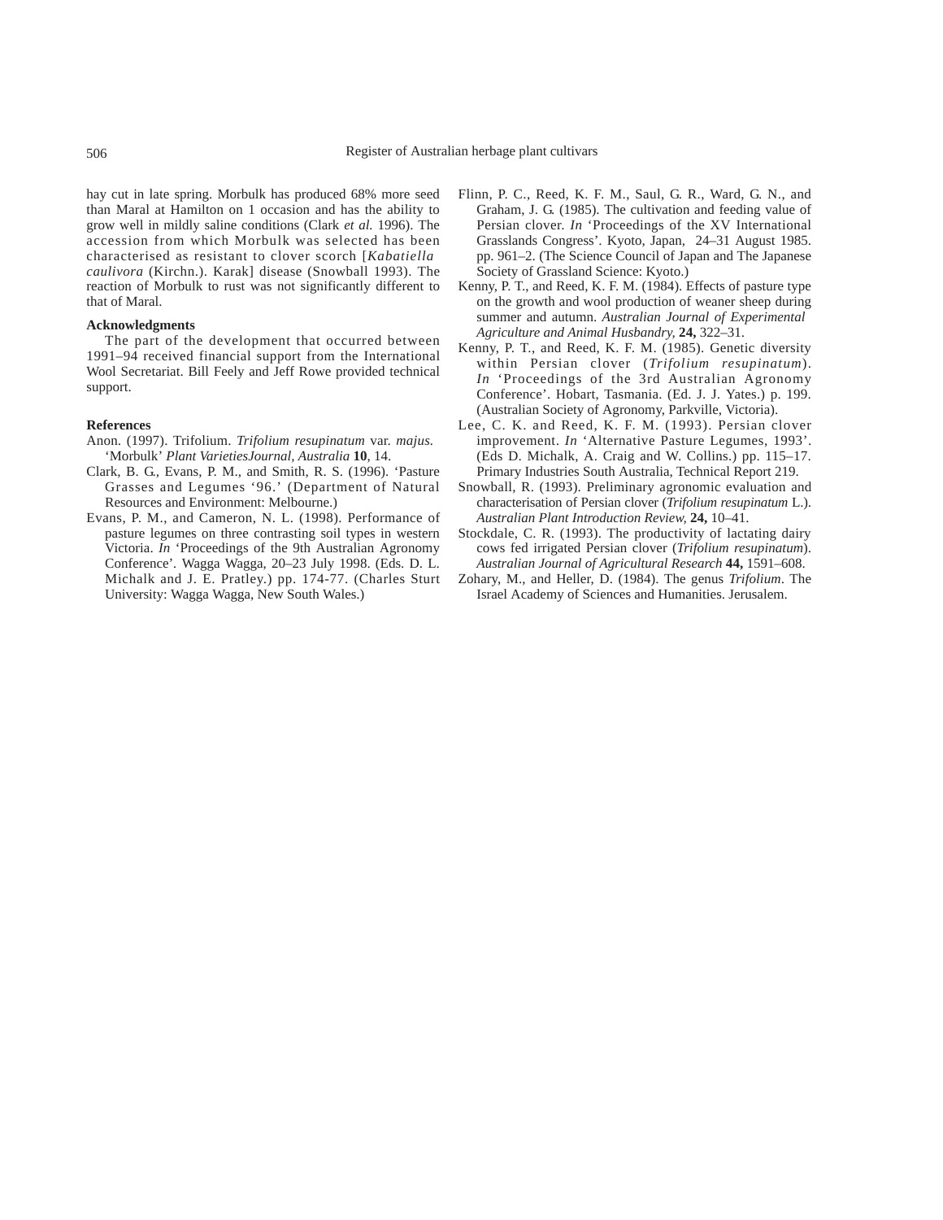hay cut in late spring. Morbulk has produced 68% more seed than Maral at Hamilton on 1 occasion and has the ability to grow well in mildly saline conditions (Clark *et al.* 1996). The accession from which Morbulk was selected has been characterised as resistant to clover scorch [*Kabatiella caulivora* (Kirchn.). Karak] disease (Snowball 1993). The reaction of Morbulk to rust was not significantly different to that of Maral.

### Acknowledgments

The part of the development that occurred between 1991–94 received financial support from the International Wool Secretariat. Bill Feely and Jeff Rowe provided technical support.

### References

Anon. (1997). Trifolium. *Trifolium resupinatum* var. *majus.* 'Morbulk' *Plant VarietiesJournal, Australia* **10**, 14.

Clark, B. G., Evans, P. M., and Smith, R. S. (1996). 'Pasture Grasses and Legumes '96.' (Department of Natural Resources and Environment: Melbourne.)

Evans, P. M., and Cameron, N. L. (1998). Performance of pasture legumes on three contrasting soil types in western Victoria. *In* 'Proceedings of the 9th Australian Agronomy Conference'. Wagga Wagga, 20–23 July 1998. (Eds. D. L. Michalk and J. E. Pratley.) pp. 174-77. (Charles Sturt University: Wagga Wagga, New South Wales.)

Flinn, P. C., Reed, K. F. M., Saul, G. R., Ward, G. N., and Graham, J. G. (1985). The cultivation and feeding value of Persian clover. *In* 'Proceedings of the XV International Grasslands Congress'. Kyoto, Japan, 24–31 August 1985. pp. 961–2. (The Science Council of Japan and The Japanese Society of Grassland Science: Kyoto.)

Kenny, P. T., and Reed, K. F. M. (1984). Effects of pasture type on the growth and wool production of weaner sheep during summer and autumn. *Australian Journal of Experimental Agriculture and Animal Husbandry,* **24,** 322–31.

Kenny, P. T., and Reed, K. F. M. (1985). Genetic diversity within Persian clover (*Trifolium resupinatum*). *In* 'Proceedings of the 3rd Australian Agronomy Conference'. Hobart, Tasmania. (Ed. J. J. Yates.) p. 199. (Australian Society of Agronomy, Parkville, Victoria).

Lee, C. K. and Reed, K. F. M. (1993). Persian clover improvement. *In* 'Alternative Pasture Legumes, 1993'. (Eds D. Michalk, A. Craig and W. Collins.) pp. 115–17. Primary Industries South Australia, Technical Report 219.

Snowball, R. (1993). Preliminary agronomic evaluation and characterisation of Persian clover (*Trifolium resupinatum* L.). *Australian Plant Introduction Review,* **24,** 10–41.

Stockdale, C. R. (1993). The productivity of lactating dairy cows fed irrigated Persian clover (*Trifolium resupinatum*). *Australian Journal of Agricultural Research* **44,** 1591–608.

Zohary, M., and Heller, D. (1984). The genus *Trifolium*. The Israel Academy of Sciences and Humanities. Jerusalem.